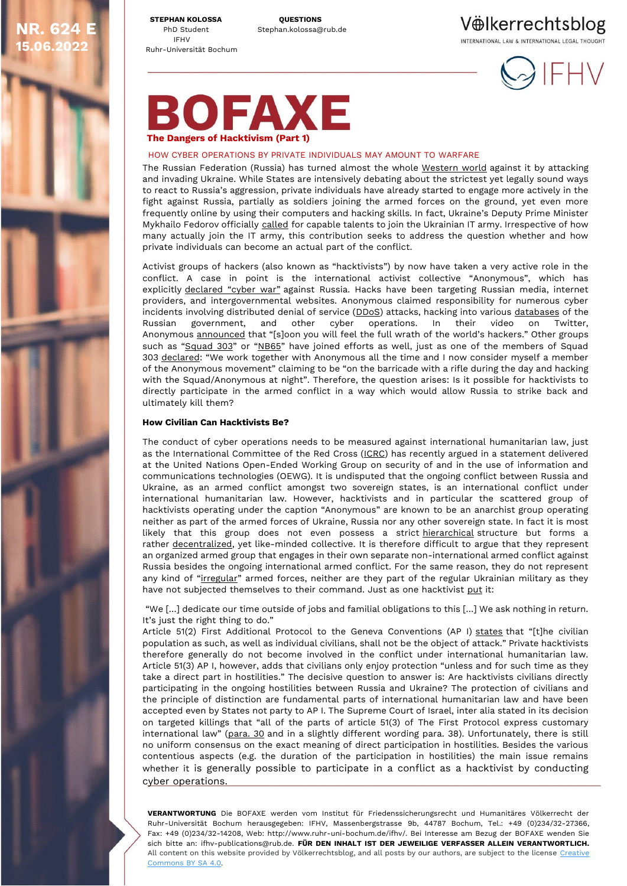NR. 624 E
15.06.2022

**STEPHAN KOLOSSA**
PhD Student
IFHV
Ruhr-Universität Bochum

**QUESTIONS**
Stephan.kolossa@rub.de

# BOFAXE

## The Dangers of Hacktivism (Part 1)

HOW CYBER OPERATIONS BY PRIVATE INDIVIDUALS MAY AMOUNT TO WARFARE

The Russian Federation (Russia) has turned almost the whole Western world against it by attacking and invading Ukraine. While States are intensively debating about the strictest yet legally sound ways to react to Russia's aggression, private individuals have already started to engage more actively in the fight against Russia, partially as soldiers joining the armed forces on the ground, yet even more frequently online by using their computers and hacking skills. In fact, Ukraine's Deputy Prime Minister Mykhailo Fedorov officially called for capable talents to join the Ukrainian IT army. Irrespective of how many actually join the IT army, this contribution seeks to address the question whether and how private individuals can become an actual part of the conflict.

Activist groups of hackers (also known as "hacktivists") by now have taken a very active role in the conflict. A case in point is the international activist collective "Anonymous", which has explicitly declared "cyber war" against Russia. Hacks have been targeting Russian media, internet providers, and intergovernmental websites. Anonymous claimed responsibility for numerous cyber incidents involving distributed denial of service (DDoS) attacks, hacking into various databases of the Russian government, and other cyber operations. In their video on Twitter, Anonymous announced that "[s]oon you will feel the full wrath of the world's hackers." Other groups such as "Squad 303" or "NB65" have joined efforts as well, just as one of the members of Squad 303 declared: "We work together with Anonymous all the time and I now consider myself a member of the Anonymous movement" claiming to be "on the barricade with a rifle during the day and hacking with the Squad/Anonymous at night". Therefore, the question arises: Is it possible for hacktivists to directly participate in the armed conflict in a way which would allow Russia to strike back and ultimately kill them?

**How Civilian Can Hacktivists Be?**

The conduct of cyber operations needs to be measured against international humanitarian law, just as the International Committee of the Red Cross (ICRC) has recently argued in a statement delivered at the United Nations Open-Ended Working Group on security of and in the use of information and communications technologies (OEWG). It is undisputed that the ongoing conflict between Russia and Ukraine, as an armed conflict amongst two sovereign states, is an international conflict under international humanitarian law. However, hacktivists and in particular the scattered group of hacktivists operating under the caption "Anonymous" are known to be an anarchist group operating neither as part of the armed forces of Ukraine, Russia nor any other sovereign state. In fact it is most likely that this group does not even possess a strict hierarchical structure but forms a rather decentralized, yet like-minded collective. It is therefore difficult to argue that they represent an organized armed group that engages in their own separate non-international armed conflict against Russia besides the ongoing international armed conflict. For the same reason, they do not represent any kind of "irregular" armed forces, neither are they part of the regular Ukrainian military as they have not subjected themselves to their command. Just as one hacktivist put it:

"We [...] dedicate our time outside of jobs and familial obligations to this [...] We ask nothing in return. It's just the right thing to do."

Article 51(2) First Additional Protocol to the Geneva Conventions (AP I) states that "[t]he civilian population as such, as well as individual civilians, shall not be the object of attack." Private hacktivists therefore generally do not become involved in the conflict under international humanitarian law. Article 51(3) AP I, however, adds that civilians only enjoy protection "unless and for such time as they take a direct part in hostilities." The decisive question to answer is: Are hacktivists civilians directly participating in the ongoing hostilities between Russia and Ukraine? The protection of civilians and the principle of distinction are fundamental parts of international humanitarian law and have been accepted even by States not party to AP I. The Supreme Court of Israel, inter alia stated in its decision on targeted killings that "all of the parts of article 51(3) of The First Protocol express customary international law" (para. 30 and in a slightly different wording para. 38). Unfortunately, there is still no uniform consensus on the exact meaning of direct participation in hostilities. Besides the various contentious aspects (e.g. the duration of the participation in hostilities) the main issue remains whether it is generally possible to participate in a conflict as a hacktivist by conducting cyber operations.

**VERANTWORTUNG** Die BOFAXE werden vom Institut für Friedenssicherungsrecht und Humanitäres Völkerrecht der Ruhr-Universität Bochum herausgegeben: IFHV, Massenbergstrasse 9b, 44787 Bochum, Tel.: +49 (0)234/32-27366, Fax: +49 (0)234/32-14208, Web: http://www.ruhr-uni-bochum.de/ifhv/. Bei Interesse am Bezug der BOFAXE wenden Sie sich bitte an: ifhv-publications@rub.de. **FÜR DEN INHALT IST DER JEWEILIGE VERFASSER ALLEIN VERANTWORTLICH.** All content on this website provided by Völkerrechtsblog, and all posts by our authors, are subject to the license Creative Commons BY SA 4.0.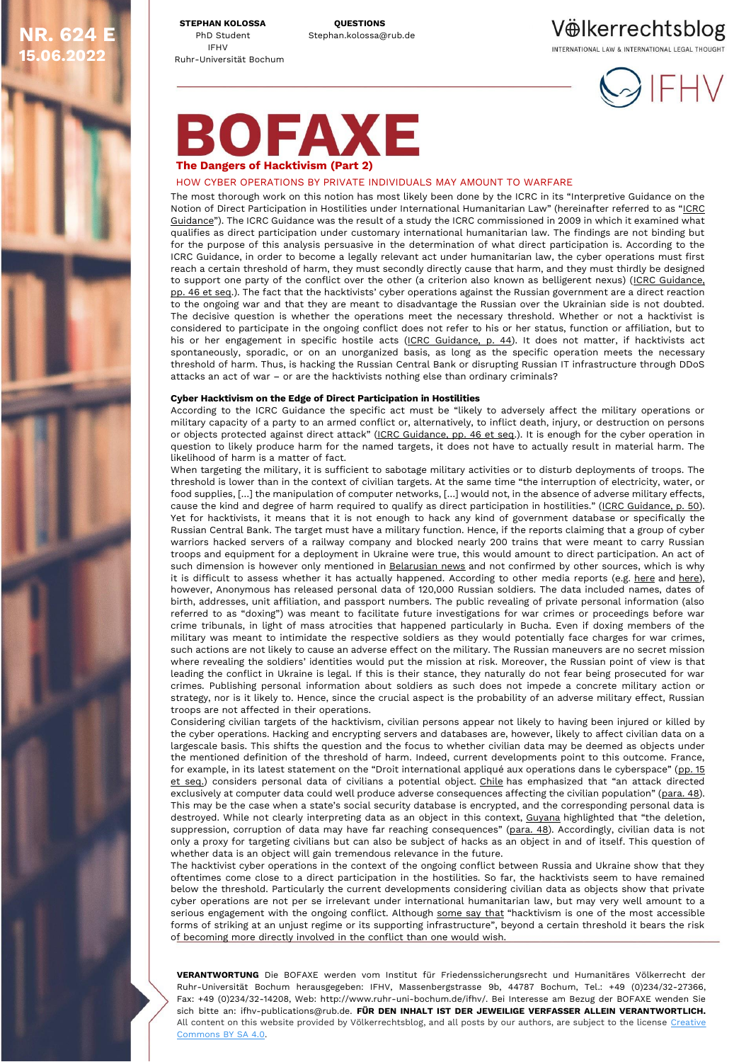**STEPHAN KOLOSSA**
PhD Student
IFHV
Ruhr-Universität Bochum

**QUESTIONS**
Stephan.kolossa@rub.de

NR. 624 E
15.06.2022

# BOFAXE

## The Dangers of Hacktivism (Part 2)

HOW CYBER OPERATIONS BY PRIVATE INDIVIDUALS MAY AMOUNT TO WARFARE

The most thorough work on this notion has most likely been done by the ICRC in its "Interpretive Guidance on the Notion of Direct Participation in Hostilities under International Humanitarian Law" (hereinafter referred to as "ICRC Guidance"). The ICRC Guidance was the result of a study the ICRC commissioned in 2009 in which it examined what qualifies as direct participation under customary international humanitarian law. The findings are not binding but for the purpose of this analysis persuasive in the determination of what direct participation is. According to the ICRC Guidance, in order to become a legally relevant act under humanitarian law, the cyber operations must first reach a certain threshold of harm, they must secondly directly cause that harm, and they must thirdly be designed to support one party of the conflict over the other (a criterion also known as belligerent nexus) (ICRC Guidance, pp. 46 et seq.). The fact that the hacktivists' cyber operations against the Russian government are a direct reaction to the ongoing war and that they are meant to disadvantage the Russian over the Ukrainian side is not doubted. The decisive question is whether the operations meet the necessary threshold. Whether or not a hacktivist is considered to participate in the ongoing conflict does not refer to his or her status, function or affiliation, but to his or her engagement in specific hostile acts (ICRC Guidance, p. 44). It does not matter, if hacktivists act spontaneously, sporadic, or on an unorganized basis, as long as the specific operation meets the necessary threshold of harm. Thus, is hacking the Russian Central Bank or disrupting Russian IT infrastructure through DDoS attacks an act of war – or are the hacktivists nothing else than ordinary criminals?

**Cyber Hacktivism on the Edge of Direct Participation in Hostilities**

According to the ICRC Guidance the specific act must be "likely to adversely affect the military operations or military capacity of a party to an armed conflict or, alternatively, to inflict death, injury, or destruction on persons or objects protected against direct attack" (ICRC Guidance, pp. 46 et seq.). It is enough for the cyber operation in question to likely produce harm for the named targets, it does not have to actually result in material harm. The likelihood of harm is a matter of fact.

When targeting the military, it is sufficient to sabotage military activities or to disturb deployments of troops. The threshold is lower than in the context of civilian targets. At the same time "the interruption of electricity, water, or food supplies, [...] the manipulation of computer networks, [...] would not, in the absence of adverse military effects, cause the kind and degree of harm required to qualify as direct participation in hostilities." (ICRC Guidance, p. 50). Yet for hacktivists, it means that it is not enough to hack any kind of government database or specifically the Russian Central Bank. The target must have a military function. Hence, if the reports claiming that a group of cyber warriors hacked servers of a railway company and blocked nearly 200 trains that were meant to carry Russian troops and equipment for a deployment in Ukraine were true, this would amount to direct participation. An act of such dimension is however only mentioned in Belarusian news and not confirmed by other sources, which is why it is difficult to assess whether it has actually happened. According to other media reports (e.g. here and here), however, Anonymous has released personal data of 120,000 Russian soldiers. The data included names, dates of birth, addresses, unit affiliation, and passport numbers. The public revealing of private personal information (also referred to as "doxing") was meant to facilitate future investigations for war crimes or proceedings before war crime tribunals, in light of mass atrocities that happened particularly in Bucha. Even if doxing members of the military was meant to intimidate the respective soldiers as they would potentially face charges for war crimes, such actions are not likely to cause an adverse effect on the military. The Russian maneuvers are no secret mission where revealing the soldiers' identities would put the mission at risk. Moreover, the Russian point of view is that leading the conflict in Ukraine is legal. If this is their stance, they naturally do not fear being prosecuted for war crimes. Publishing personal information about soldiers as such does not impede a concrete military action or strategy, nor is it likely to. Hence, since the crucial aspect is the probability of an adverse military effect, Russian troops are not affected in their operations.

Considering civilian targets of the hacktivism, civilian persons appear not likely to having been injured or killed by the cyber operations. Hacking and encrypting servers and databases are, however, likely to affect civilian data on a largescale basis. This shifts the question and the focus to whether civilian data may be deemed as objects under the mentioned definition of the threshold of harm. Indeed, current developments point to this outcome. France, for example, in its latest statement on the "Droit international appliqué aux operations dans le cyberspace" (pp. 15 et seq.) considers personal data of civilians a potential object. Chile has emphasized that "an attack directed exclusively at computer data could well produce adverse consequences affecting the civilian population" (para. 48). This may be the case when a state's social security database is encrypted, and the corresponding personal data is destroyed. While not clearly interpreting data as an object in this context, Guyana highlighted that "the deletion, suppression, corruption of data may have far reaching consequences" (para. 48). Accordingly, civilian data is not only a proxy for targeting civilians but can also be subject of hacks as an object in and of itself. This question of whether data is an object will gain tremendous relevance in the future.

The hacktivist cyber operations in the context of the ongoing conflict between Russia and Ukraine show that they oftentimes come close to a direct participation in the hostilities. So far, the hacktivists seem to have remained below the threshold. Particularly the current developments considering civilian data as objects show that private cyber operations are not per se irrelevant under international humanitarian law, but may very well amount to a serious engagement with the ongoing conflict. Although some say that "hacktivism is one of the most accessible forms of striking at an unjust regime or its supporting infrastructure", beyond a certain threshold it bears the risk of becoming more directly involved in the conflict than one would wish.

**VERANTWORTUNG** Die BOFAXE werden vom Institut für Friedenssicherungsrecht und Humanitäres Völkerrecht der Ruhr-Universität Bochum herausgegeben: IFHV, Massenbergstrasse 9b, 44787 Bochum, Tel.: +49 (0)234/32-27366, Fax: +49 (0)234/32-14208, Web: http://www.ruhr-uni-bochum.de/ifhv/. Bei Interesse am Bezug der BOFAXE wenden Sie sich bitte an: ifhv-publications@rub.de. **FÜR DEN INHALT IST DER JEWEILIGE VERFASSER ALLEIN VERANTWORTLICH.** All content on this website provided by Völkerrechtsblog, and all posts by our authors, are subject to the license Creative Commons BY SA 4.0.